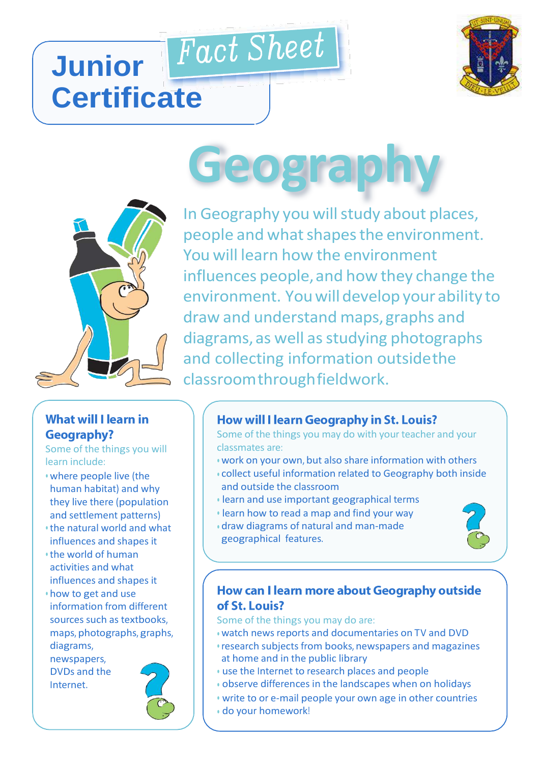# Junior Certificate

## Fact Sheet

# Geography

In Geography you will study about places, people and what shapes the environment. You will learn how the environment influences people, and how they change the environment. You will develop your ability to draw and understand maps, graphs and diagrams, as well as studying photographs and collecting information outside the classroom through fieldwork.

### What will I learn in Geography?

Some of the things you will learn include:

- where people live (the human habitat) and why they live there (population and settlement patterns)
- the natural world and what influences and shapes it
- the world of human activities and what influences and shapes it
- how to get and use information from different sources such as textbooks, maps, photographs, graphs, diagrams, newspapers, DVDs and the Internet.

### How will I learn Geography in St. Louis?

Some of the things you may do with your teacher and your classmates are:

- work on your own, but also share information with others
- collect useful information related to Geography both inside and outside the classroom
- learn and use important geographical terms
- learn how to read a map and find your way
- draw diagrams of natural and man-made geographical features.

### How can I learn more about Geography outside of St. Louis?

Some of the things you may do are:

- watch news reports and documentaries on TV and DVD
- research subjects from books, newspapers and magazines at home and in the public library
- use the Internet to research places and people
- observe differences in the landscapes when on holidays
- write to or e-mail people your own age in other countries
- do your homework!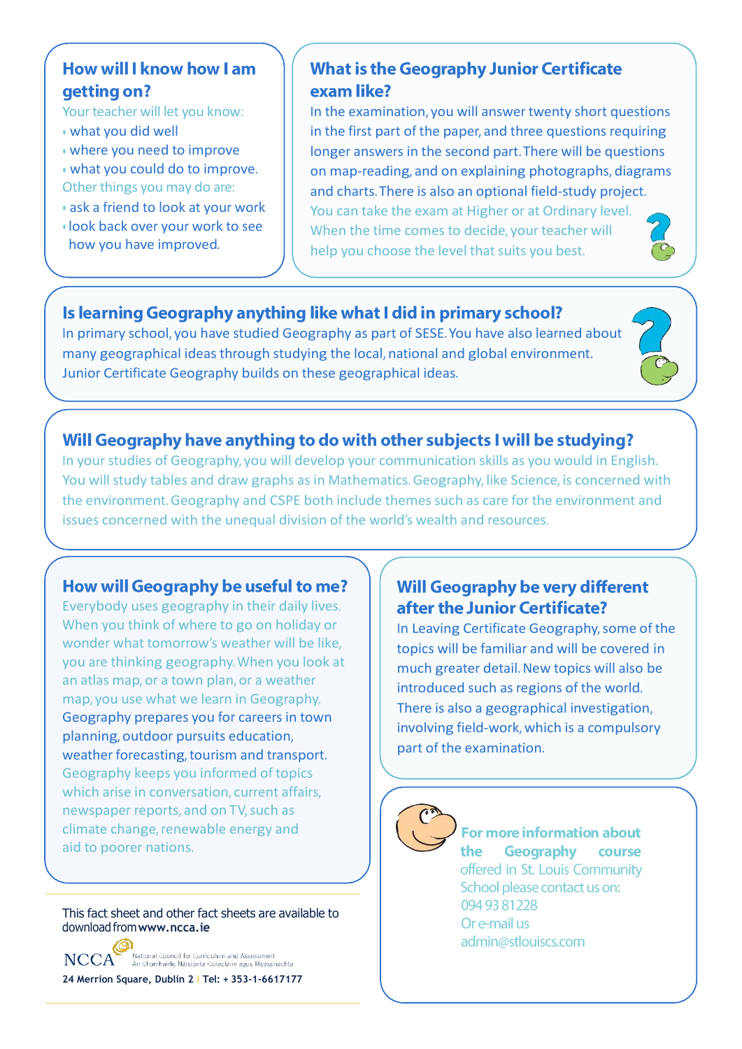## How will I know how I am getting on?

Your teacher will let you know:

- what you did well
- where you need to improve
- what you could do to improve.

Other things you may do are:

- ask a friend to look at your work
- look back over your work to see how you have improved.

## What is the Geography Junior Certificate exam like?

In the examination, you will answer twenty short questions in the first part of the paper, and three questions requiring longer answers in the second part. There will be questions on map-reading, and on explaining photographs, diagrams and charts. There is also an optional field-study project. You can take the exam at Higher or at Ordinary level. When the time comes to decide, your teacher will help you choose the level that suits you best.

## Is learning Geography anything like what I did in primary school?

In primary school, you have studied Geography as part of SESE. You have also learned about many geographical ideas through studying the local, national and global environment. Junior Certificate Geography builds on these geographical ideas.

## Will Geography have anything to do with other subjects I will be studying?

In your studies of Geography, you will develop your communication skills as you would in English. You will study tables and draw graphs as in Mathematics. Geography, like Science, is concerned with the environment. Geography and CSPE both include themes such as care for the environment and issues concerned with the unequal division of the world's wealth and resources.

## How will Geography be useful to me?

Everybody uses geography in their daily lives. When you think of where to go on holiday or wonder what tomorrow's weather will be like, you are thinking geography. When you look at an atlas map, or a town plan, or a weather map, you use what we learn in Geography. Geography prepares you for careers in town planning, outdoor pursuits education, weather forecasting, tourism and transport. Geography keeps you informed of topics which arise in conversation, current affairs, newspaper reports, and on TV, such as climate change, renewable energy and aid to poorer nations.

## Will Geography be very different after the Junior Certificate?

In Leaving Certificate Geography, some of the topics will be familiar and will be covered in much greater detail. New topics will also be introduced such as regions of the world. There is also a geographical investigation, involving field-work, which is a compulsory part of the examination.

**For more information about the Geography course** offered in St. Louis Community School please contact us on:
094 93 81228
Or e-mail us
admin@stlouiscs.com

This fact sheet and other fact sheets are available to download from **www.ncca.ie**

NCCA National Council for Curriculum and Assessment
An Chomhairle Náisiúnta Curaclaim agus Measúnachta

**24 Merrion Square, Dublin 2 | Tel: + 353-1-6617177**